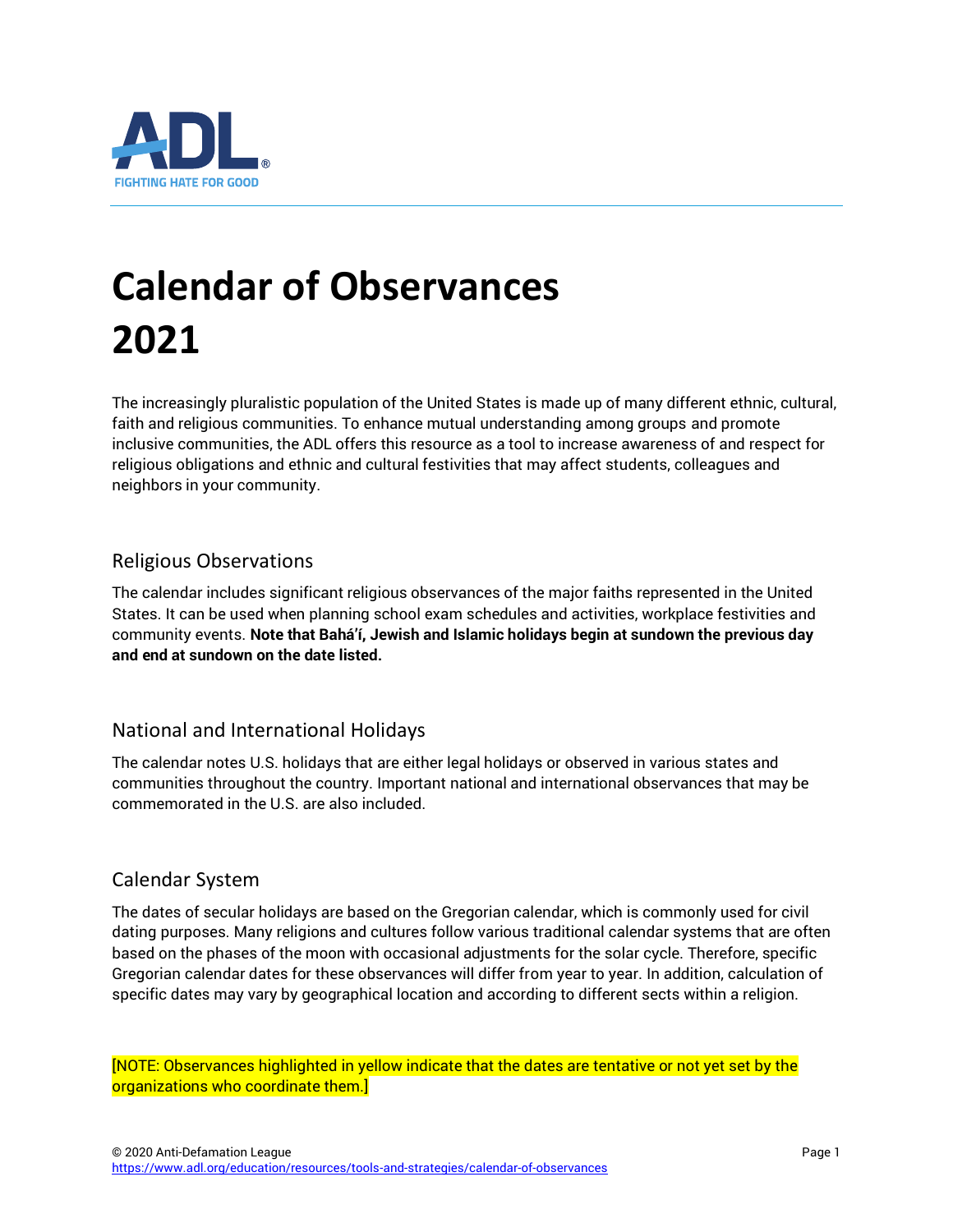ADL

FIGHTING HATE FOR GOOD

# Calendar of Observances 2021

The increasingly pluralistic population of the United States is made up of many different ethnic, cultural, faith and religious communities. To enhance mutual understanding among groups and promote inclusive communities, the ADL offers this resource as a tool to increase awareness of and respect for religious obligations and ethnic and cultural festivities that may affect students, colleagues and neighbors in your community.

## Religious Observations

The calendar includes significant religious observances of the major faiths represented in the United States. It can be used when planning school exam schedules and activities, workplace festivities and community events. **Note that Bahá'í, Jewish and Islamic holidays begin at sundown the previous day and end at sundown on the date listed.**

## National and International Holidays

The calendar notes U.S. holidays that are either legal holidays or observed in various states and communities throughout the country. Important national and international observances that may be commemorated in the U.S. are also included.

## Calendar System

The dates of secular holidays are based on the Gregorian calendar, which is commonly used for civil dating purposes. Many religions and cultures follow various traditional calendar systems that are often based on the phases of the moon with occasional adjustments for the solar cycle. Therefore, specific Gregorian calendar dates for these observances will differ from year to year. In addition, calculation of specific dates may vary by geographical location and according to different sects within a religion.

[NOTE: Observances highlighted in yellow indicate that the dates are tentative or not yet set by the organizations who coordinate them.]

© 2020 Anti-Defamation League
https://www.adl.org/education/resources/tools-and-strategies/calendar-of-observances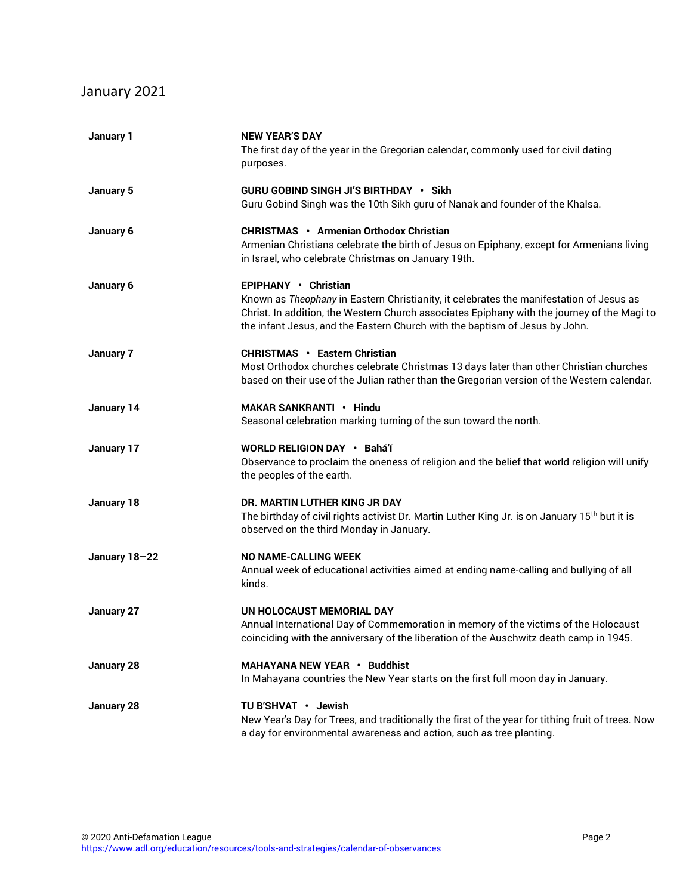# January 2021

**January 1**

**NEW YEAR'S DAY**
The first day of the year in the Gregorian calendar, commonly used for civil dating purposes.

**January 5**

**GURU GOBIND SINGH JI'S BIRTHDAY • Sikh**
Guru Gobind Singh was the 10th Sikh guru of Nanak and founder of the Khalsa.

**January 6**

**CHRISTMAS • Armenian Orthodox Christian**
Armenian Christians celebrate the birth of Jesus on Epiphany, except for Armenians living in Israel, who celebrate Christmas on January 19th.

**January 6**

**EPIPHANY • Christian**
Known as *Theophany* in Eastern Christianity, it celebrates the manifestation of Jesus as Christ. In addition, the Western Church associates Epiphany with the journey of the Magi to the infant Jesus, and the Eastern Church with the baptism of Jesus by John.

**January 7**

**CHRISTMAS • Eastern Christian**
Most Orthodox churches celebrate Christmas 13 days later than other Christian churches based on their use of the Julian rather than the Gregorian version of the Western calendar.

**January 14**

**MAKAR SANKRANTI • Hindu**
Seasonal celebration marking turning of the sun toward the north.

**January 17**

**WORLD RELIGION DAY • Bahá'í**
Observance to proclaim the oneness of religion and the belief that world religion will unify the peoples of the earth.

**January 18**

**DR. MARTIN LUTHER KING JR DAY**
The birthday of civil rights activist Dr. Martin Luther King Jr. is on January 15th but it is observed on the third Monday in January.

**January 18–22**

**NO NAME-CALLING WEEK**
Annual week of educational activities aimed at ending name-calling and bullying of all kinds.

**January 27**

**UN HOLOCAUST MEMORIAL DAY**
Annual International Day of Commemoration in memory of the victims of the Holocaust coinciding with the anniversary of the liberation of the Auschwitz death camp in 1945.

**January 28**

**MAHAYANA NEW YEAR • Buddhist**
In Mahayana countries the New Year starts on the first full moon day in January.

**January 28**

**TU B'SHVAT • Jewish**
New Year's Day for Trees, and traditionally the first of the year for tithing fruit of trees. Now a day for environmental awareness and action, such as tree planting.

© 2020 Anti-Defamation League
https://www.adl.org/education/resources/tools-and-strategies/calendar-of-observances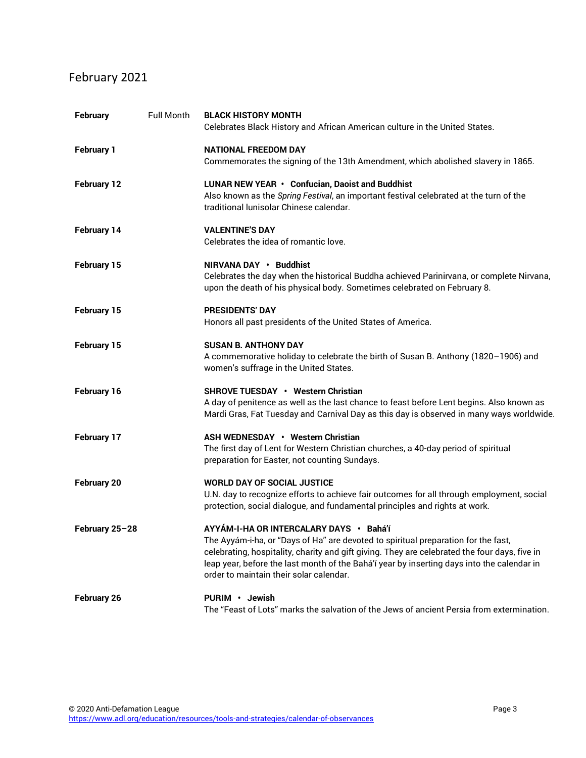# February 2021

| | | |
|---|---|---|
| **February** | Full Month | **BLACK HISTORY MONTH**<br>Celebrates Black History and African American culture in the United States. |
| **February 1** | | **NATIONAL FREEDOM DAY**<br>Commemorates the signing of the 13th Amendment, which abolished slavery in 1865. |
| **February 12** | | **LUNAR NEW YEAR • Confucian, Daoist and Buddhist**<br>Also known as the *Spring Festival*, an important festival celebrated at the turn of the traditional lunisolar Chinese calendar. |
| **February 14** | | **VALENTINE'S DAY**<br>Celebrates the idea of romantic love. |
| **February 15** | | **NIRVANA DAY • Buddhist**<br>Celebrates the day when the historical Buddha achieved Parinirvana, or complete Nirvana, upon the death of his physical body. Sometimes celebrated on February 8. |
| **February 15** | | **PRESIDENTS' DAY**<br>Honors all past presidents of the United States of America. |
| **February 15** | | **SUSAN B. ANTHONY DAY**<br>A commemorative holiday to celebrate the birth of Susan B. Anthony (1820–1906) and women's suffrage in the United States. |
| **February 16** | | **SHROVE TUESDAY • Western Christian**<br>A day of penitence as well as the last chance to feast before Lent begins. Also known as Mardi Gras, Fat Tuesday and Carnival Day as this day is observed in many ways worldwide. |
| **February 17** | | **ASH WEDNESDAY • Western Christian**<br>The first day of Lent for Western Christian churches, a 40-day period of spiritual preparation for Easter, not counting Sundays. |
| **February 20** | | **WORLD DAY OF SOCIAL JUSTICE**<br>U.N. day to recognize efforts to achieve fair outcomes for all through employment, social protection, social dialogue, and fundamental principles and rights at work. |
| **February 25–28** | | **AYYÁM-I-HA OR INTERCALARY DAYS • Bahá'í**<br>The Ayyám-i-ha, or "Days of Ha" are devoted to spiritual preparation for the fast, celebrating, hospitality, charity and gift giving. They are celebrated the four days, five in leap year, before the last month of the Bahá'í year by inserting days into the calendar in order to maintain their solar calendar. |
| **February 26** | | **PURIM • Jewish**<br>The "Feast of Lots" marks the salvation of the Jews of ancient Persia from extermination. |

© 2020 Anti-Defamation League
https://www.adl.org/education/resources/tools-and-strategies/calendar-of-observances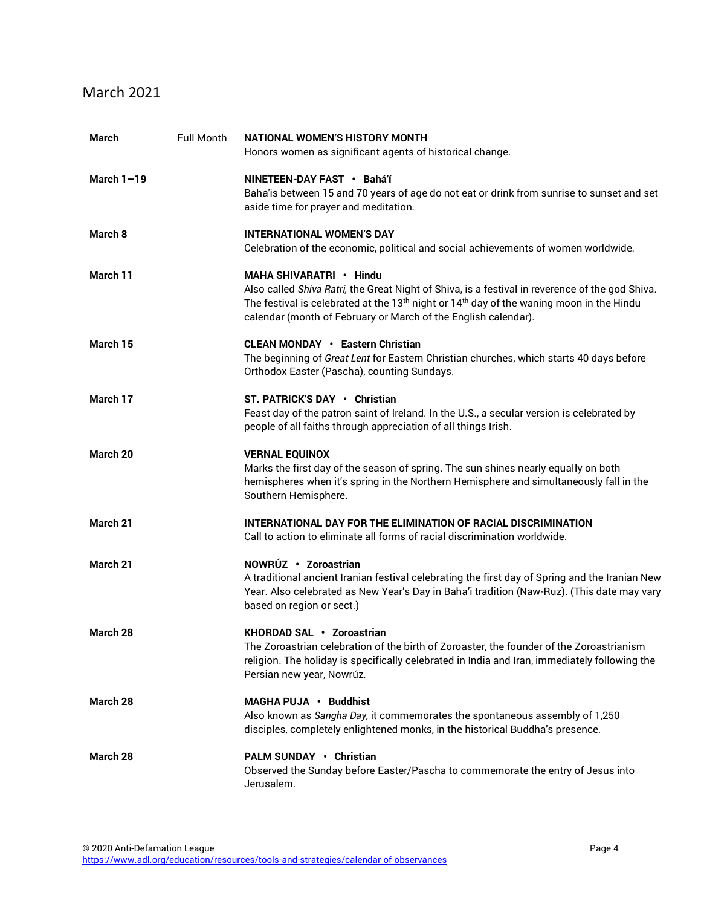## March 2021

| | | |
|---|---|---|
| **March** | Full Month | **NATIONAL WOMEN'S HISTORY MONTH**<br>Honors women as significant agents of historical change. |
| **March 1–19** | | **NINETEEN-DAY FAST • Bahá'í**<br>Baha'is between 15 and 70 years of age do not eat or drink from sunrise to sunset and set aside time for prayer and meditation. |
| **March 8** | | **INTERNATIONAL WOMEN'S DAY**<br>Celebration of the economic, political and social achievements of women worldwide. |
| **March 11** | | **MAHA SHIVARATRI • Hindu**<br>Also called *Shiva Ratri,* the Great Night of Shiva, is a festival in reverence of the god Shiva. The festival is celebrated at the 13th night or 14th day of the waning moon in the Hindu calendar (month of February or March of the English calendar). |
| **March 15** | | **CLEAN MONDAY • Eastern Christian**<br>The beginning of *Great Lent* for Eastern Christian churches, which starts 40 days before Orthodox Easter (Pascha), counting Sundays. |
| **March 17** | | **ST. PATRICK'S DAY • Christian**<br>Feast day of the patron saint of Ireland. In the U.S., a secular version is celebrated by people of all faiths through appreciation of all things Irish. |
| **March 20** | | **VERNAL EQUINOX**<br>Marks the first day of the season of spring. The sun shines nearly equally on both hemispheres when it's spring in the Northern Hemisphere and simultaneously fall in the Southern Hemisphere. |
| **March 21** | | **INTERNATIONAL DAY FOR THE ELIMINATION OF RACIAL DISCRIMINATION**<br>Call to action to eliminate all forms of racial discrimination worldwide. |
| **March 21** | | **NOWRÚZ • Zoroastrian**<br>A traditional ancient Iranian festival celebrating the first day of Spring and the Iranian New Year. Also celebrated as New Year's Day in Baha'i tradition (Naw-Ruz). (This date may vary based on region or sect.) |
| **March 28** | | **KHORDAD SAL • Zoroastrian**<br>The Zoroastrian celebration of the birth of Zoroaster, the founder of the Zoroastrianism religion. The holiday is specifically celebrated in India and Iran, immediately following the Persian new year, Nowrúz. |
| **March 28** | | **MAGHA PUJA • Buddhist**<br>Also known as *Sangha Day,* it commemorates the spontaneous assembly of 1,250 disciples, completely enlightened monks, in the historical Buddha's presence. |
| **March 28** | | **PALM SUNDAY • Christian**<br>Observed the Sunday before Easter/Pascha to commemorate the entry of Jesus into Jerusalem. |

© 2020 Anti-Defamation League
https://www.adl.org/education/resources/tools-and-strategies/calendar-of-observances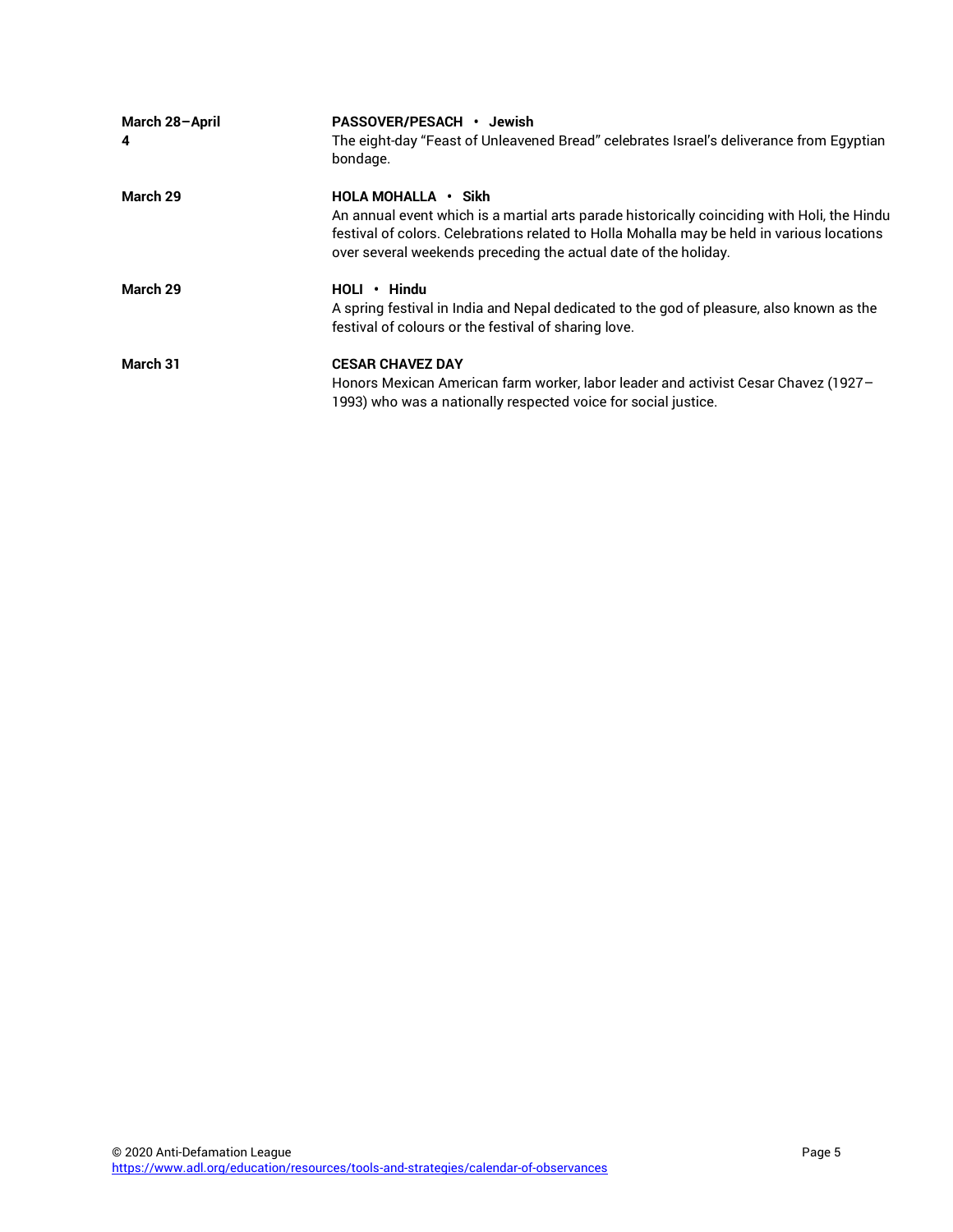**March 28–April 4**

**PASSOVER/PESACH • Jewish**
The eight-day "Feast of Unleavened Bread" celebrates Israel's deliverance from Egyptian bondage.

**March 29**

**HOLA MOHALLA • Sikh**
An annual event which is a martial arts parade historically coinciding with Holi, the Hindu festival of colors. Celebrations related to Holla Mohalla may be held in various locations over several weekends preceding the actual date of the holiday.

**March 29**

**HOLI • Hindu**
A spring festival in India and Nepal dedicated to the god of pleasure, also known as the festival of colours or the festival of sharing love.

**March 31**

**CESAR CHAVEZ DAY**
Honors Mexican American farm worker, labor leader and activist Cesar Chavez (1927–1993) who was a nationally respected voice for social justice.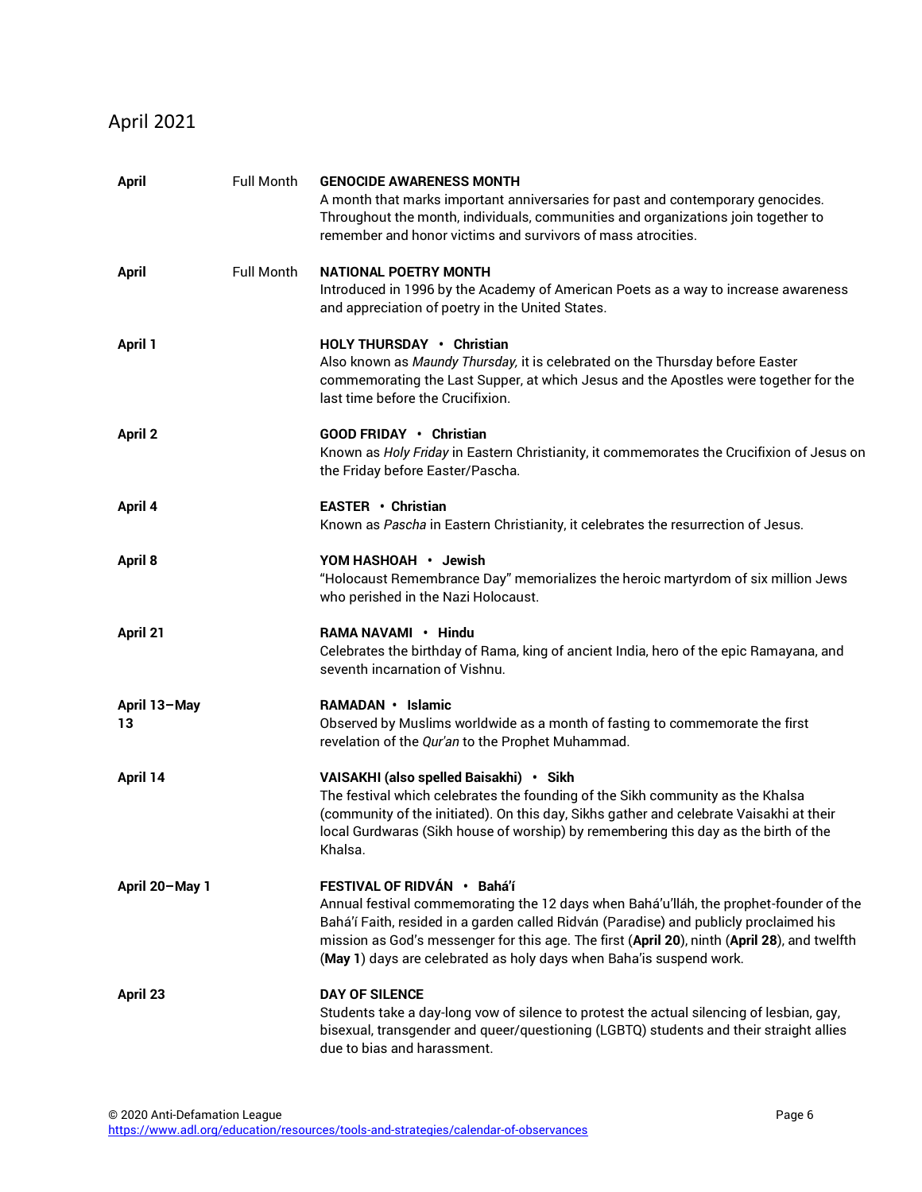## April 2021

**April** — Full Month

**GENOCIDE AWARENESS MONTH**
A month that marks important anniversaries for past and contemporary genocides. Throughout the month, individuals, communities and organizations join together to remember and honor victims and survivors of mass atrocities.

**April** — Full Month

**NATIONAL POETRY MONTH**
Introduced in 1996 by the Academy of American Poets as a way to increase awareness and appreciation of poetry in the United States.

**April 1**

**HOLY THURSDAY • Christian**
Also known as *Maundy Thursday,* it is celebrated on the Thursday before Easter commemorating the Last Supper, at which Jesus and the Apostles were together for the last time before the Crucifixion.

**April 2**

**GOOD FRIDAY • Christian**
Known as *Holy Friday* in Eastern Christianity, it commemorates the Crucifixion of Jesus on the Friday before Easter/Pascha.

**April 4**

**EASTER • Christian**
Known as *Pascha* in Eastern Christianity, it celebrates the resurrection of Jesus.

**April 8**

**YOM HASHOAH • Jewish**
"Holocaust Remembrance Day" memorializes the heroic martyrdom of six million Jews who perished in the Nazi Holocaust.

**April 21**

**RAMA NAVAMI • Hindu**
Celebrates the birthday of Rama, king of ancient India, hero of the epic Ramayana, and seventh incarnation of Vishnu.

**April 13–May 13**

**RAMADAN • Islamic**
Observed by Muslims worldwide as a month of fasting to commemorate the first revelation of the *Qur'an* to the Prophet Muhammad.

**April 14**

**VAISAKHI (also spelled Baisakhi) • Sikh**
The festival which celebrates the founding of the Sikh community as the Khalsa (community of the initiated). On this day, Sikhs gather and celebrate Vaisakhi at their local Gurdwaras (Sikh house of worship) by remembering this day as the birth of the Khalsa.

**April 20–May 1**

**FESTIVAL OF RIDVÁN • Bahá'í**
Annual festival commemorating the 12 days when Bahá'u'lláh, the prophet-founder of the Bahá'í Faith, resided in a garden called Ridván (Paradise) and publicly proclaimed his mission as God's messenger for this age. The first (**April 20**), ninth (**April 28**), and twelfth (**May 1**) days are celebrated as holy days when Baha'is suspend work.

**April 23**

**DAY OF SILENCE**
Students take a day-long vow of silence to protest the actual silencing of lesbian, gay, bisexual, transgender and queer/questioning (LGBTQ) students and their straight allies due to bias and harassment.

© 2020 Anti-Defamation League
https://www.adl.org/education/resources/tools-and-strategies/calendar-of-observances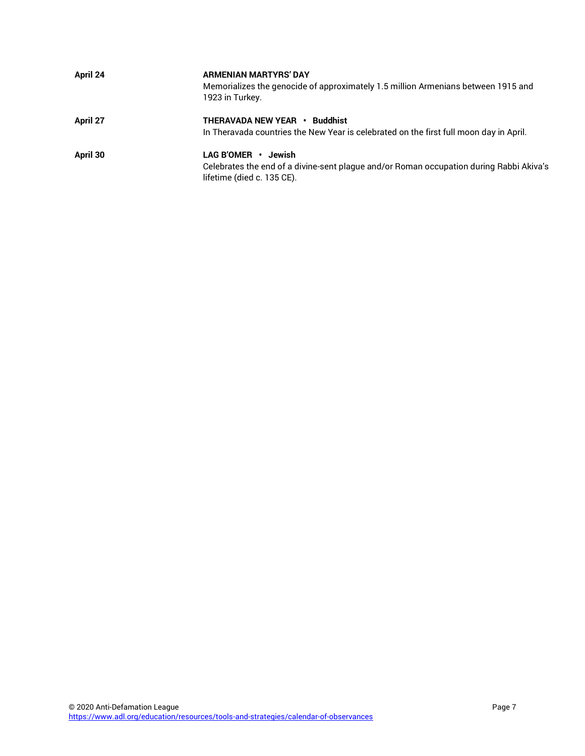| | |
|---|---|
| **April 24** | **ARMENIAN MARTYRS' DAY**<br>Memorializes the genocide of approximately 1.5 million Armenians between 1915 and 1923 in Turkey. |
| **April 27** | **THERAVADA NEW YEAR • Buddhist**<br>In Theravada countries the New Year is celebrated on the first full moon day in April. |
| **April 30** | **LAG B'OMER • Jewish**<br>Celebrates the end of a divine-sent plague and/or Roman occupation during Rabbi Akiva's lifetime (died c. 135 CE). |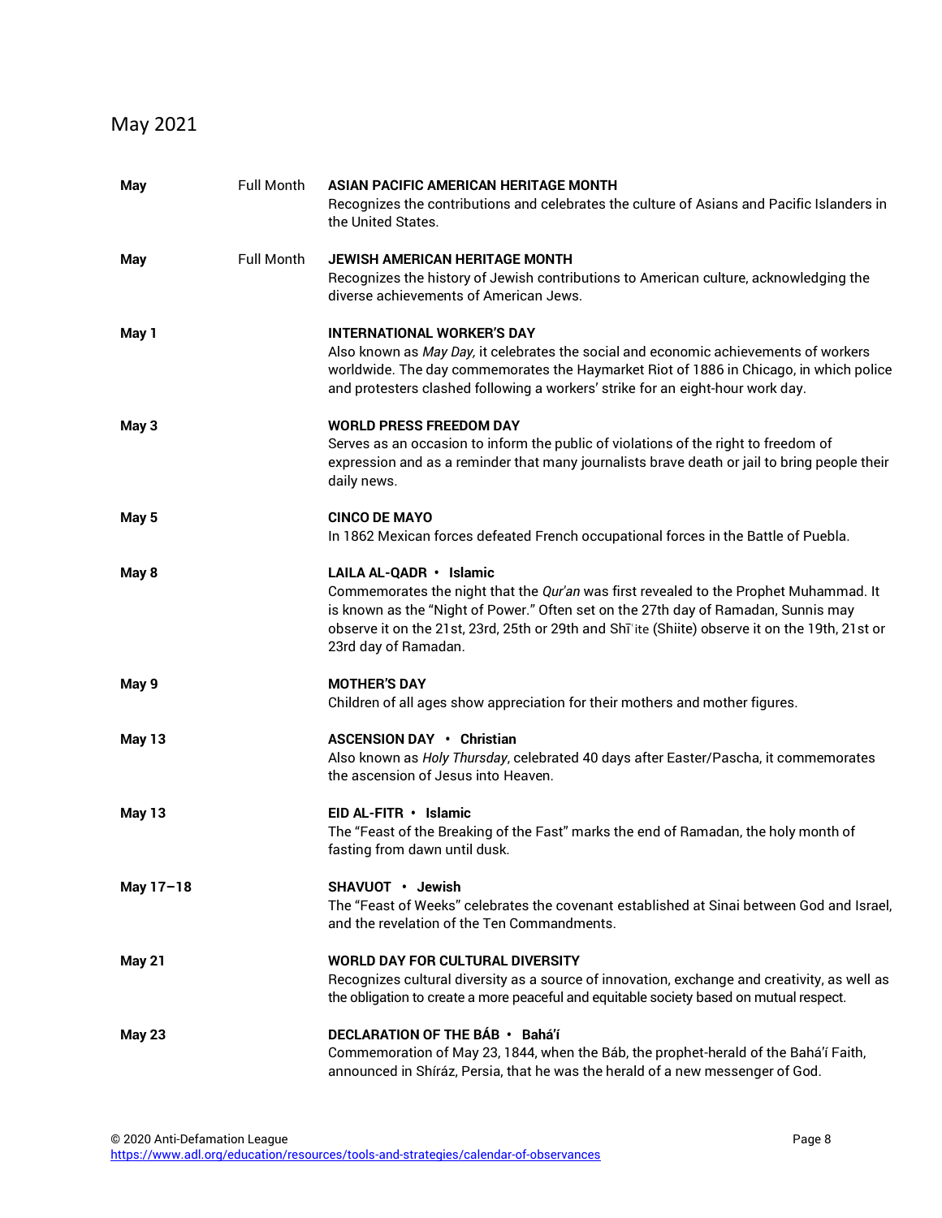## May 2021

| | | |
|---|---|---|
| **May** | Full Month | **ASIAN PACIFIC AMERICAN HERITAGE MONTH**<br>Recognizes the contributions and celebrates the culture of Asians and Pacific Islanders in the United States. |
| **May** | Full Month | **JEWISH AMERICAN HERITAGE MONTH**<br>Recognizes the history of Jewish contributions to American culture, acknowledging the diverse achievements of American Jews. |
| **May 1** | | **INTERNATIONAL WORKER'S DAY**<br>Also known as *May Day,* it celebrates the social and economic achievements of workers worldwide. The day commemorates the Haymarket Riot of 1886 in Chicago, in which police and protesters clashed following a workers' strike for an eight-hour work day. |
| **May 3** | | **WORLD PRESS FREEDOM DAY**<br>Serves as an occasion to inform the public of violations of the right to freedom of expression and as a reminder that many journalists brave death or jail to bring people their daily news. |
| **May 5** | | **CINCO DE MAYO**<br>In 1862 Mexican forces defeated French occupational forces in the Battle of Puebla. |
| **May 8** | | **LAILA AL-QADR • Islamic**<br>Commemorates the night that the *Qur'an* was first revealed to the Prophet Muhammad. It is known as the "Night of Power." Often set on the 27th day of Ramadan, Sunnis may observe it on the 21st, 23rd, 25th or 29th and Shīʿite (Shiite) observe it on the 19th, 21st or 23rd day of Ramadan. |
| **May 9** | | **MOTHER'S DAY**<br>Children of all ages show appreciation for their mothers and mother figures. |
| **May 13** | | **ASCENSION DAY • Christian**<br>Also known as *Holy Thursday*, celebrated 40 days after Easter/Pascha, it commemorates the ascension of Jesus into Heaven. |
| **May 13** | | **EID AL-FITR • Islamic**<br>The "Feast of the Breaking of the Fast" marks the end of Ramadan, the holy month of fasting from dawn until dusk. |
| **May 17–18** | | **SHAVUOT • Jewish**<br>The "Feast of Weeks" celebrates the covenant established at Sinai between God and Israel, and the revelation of the Ten Commandments. |
| **May 21** | | **WORLD DAY FOR CULTURAL DIVERSITY**<br>Recognizes cultural diversity as a source of innovation, exchange and creativity, as well as the obligation to create a more peaceful and equitable society based on mutual respect. |
| **May 23** | | **DECLARATION OF THE BÁB • Bahá'í**<br>Commemoration of May 23, 1844, when the Báb, the prophet-herald of the Bahá'í Faith, announced in Shíráz, Persia, that he was the herald of a new messenger of God. |

© 2020 Anti-Defamation League
https://www.adl.org/education/resources/tools-and-strategies/calendar-of-observances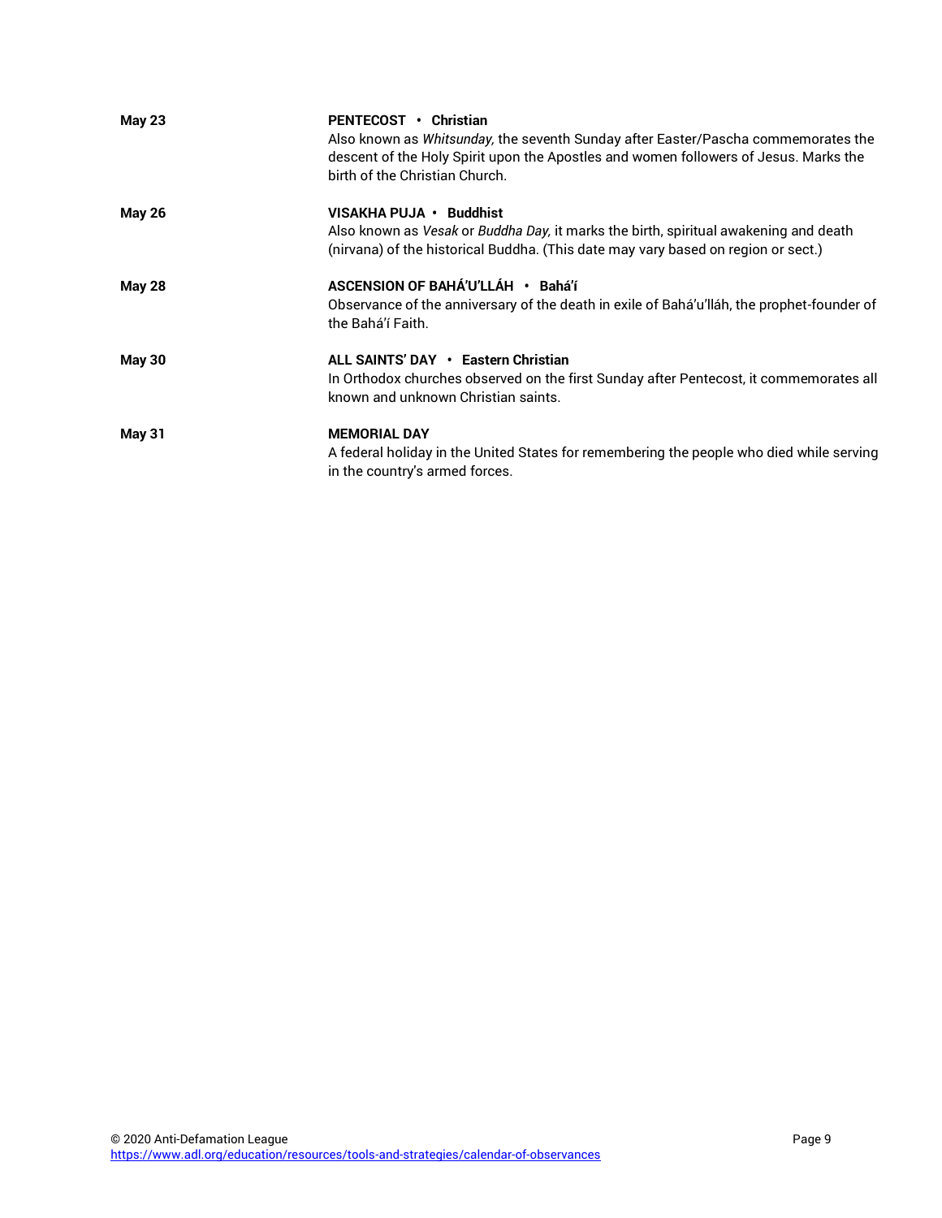**May 23**

**PENTECOST • Christian**
Also known as *Whitsunday,* the seventh Sunday after Easter/Pascha commemorates the descent of the Holy Spirit upon the Apostles and women followers of Jesus. Marks the birth of the Christian Church.

**May 26**

**VISAKHA PUJA • Buddhist**
Also known as *Vesak* or *Buddha Day,* it marks the birth, spiritual awakening and death (nirvana) of the historical Buddha. (This date may vary based on region or sect.)

**May 28**

**ASCENSION OF BAHÁ'U'LLÁH • Bahá'í**
Observance of the anniversary of the death in exile of Bahá'u'lláh, the prophet-founder of the Bahá'í Faith.

**May 30**

**ALL SAINTS' DAY • Eastern Christian**
In Orthodox churches observed on the first Sunday after Pentecost, it commemorates all known and unknown Christian saints.

**May 31**

**MEMORIAL DAY**
A federal holiday in the United States for remembering the people who died while serving in the country's armed forces.

© 2020 Anti-Defamation League
https://www.adl.org/education/resources/tools-and-strategies/calendar-of-observances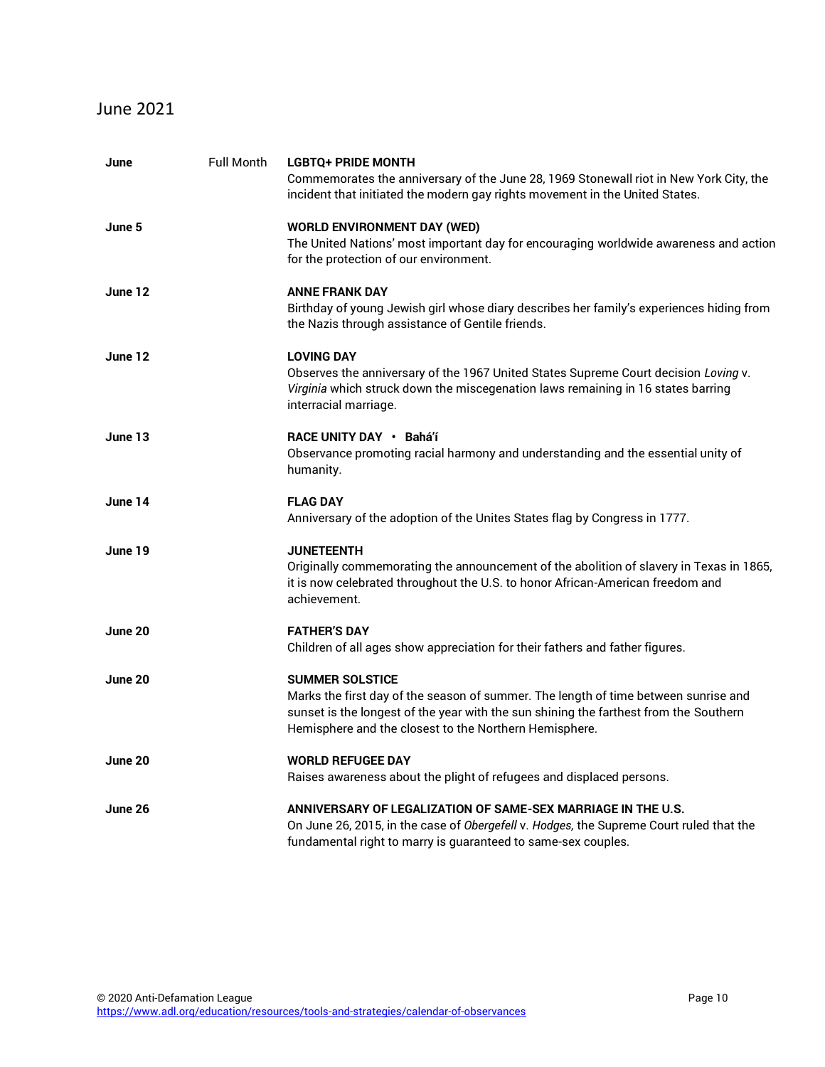## June 2021

| | | |
|---|---|---|
| **June** | Full Month | **LGBTQ+ PRIDE MONTH**<br>Commemorates the anniversary of the June 28, 1969 Stonewall riot in New York City, the incident that initiated the modern gay rights movement in the United States. |
| **June 5** | | **WORLD ENVIRONMENT DAY (WED)**<br>The United Nations' most important day for encouraging worldwide awareness and action for the protection of our environment. |
| **June 12** | | **ANNE FRANK DAY**<br>Birthday of young Jewish girl whose diary describes her family's experiences hiding from the Nazis through assistance of Gentile friends. |
| **June 12** | | **LOVING DAY**<br>Observes the anniversary of the 1967 United States Supreme Court decision *Loving* v. *Virginia* which struck down the miscegenation laws remaining in 16 states barring interracial marriage. |
| **June 13** | | **RACE UNITY DAY • Bahá'í**<br>Observance promoting racial harmony and understanding and the essential unity of humanity. |
| **June 14** | | **FLAG DAY**<br>Anniversary of the adoption of the Unites States flag by Congress in 1777. |
| **June 19** | | **JUNETEENTH**<br>Originally commemorating the announcement of the abolition of slavery in Texas in 1865, it is now celebrated throughout the U.S. to honor African-American freedom and achievement. |
| **June 20** | | **FATHER'S DAY**<br>Children of all ages show appreciation for their fathers and father figures. |
| **June 20** | | **SUMMER SOLSTICE**<br>Marks the first day of the season of summer. The length of time between sunrise and sunset is the longest of the year with the sun shining the farthest from the Southern Hemisphere and the closest to the Northern Hemisphere. |
| **June 20** | | **WORLD REFUGEE DAY**<br>Raises awareness about the plight of refugees and displaced persons. |
| **June 26** | | **ANNIVERSARY OF LEGALIZATION OF SAME-SEX MARRIAGE IN THE U.S.**<br>On June 26, 2015, in the case of *Obergefell* v. *Hodges,* the Supreme Court ruled that the fundamental right to marry is guaranteed to same-sex couples. |

© 2020 Anti-Defamation League
https://www.adl.org/education/resources/tools-and-strategies/calendar-of-observances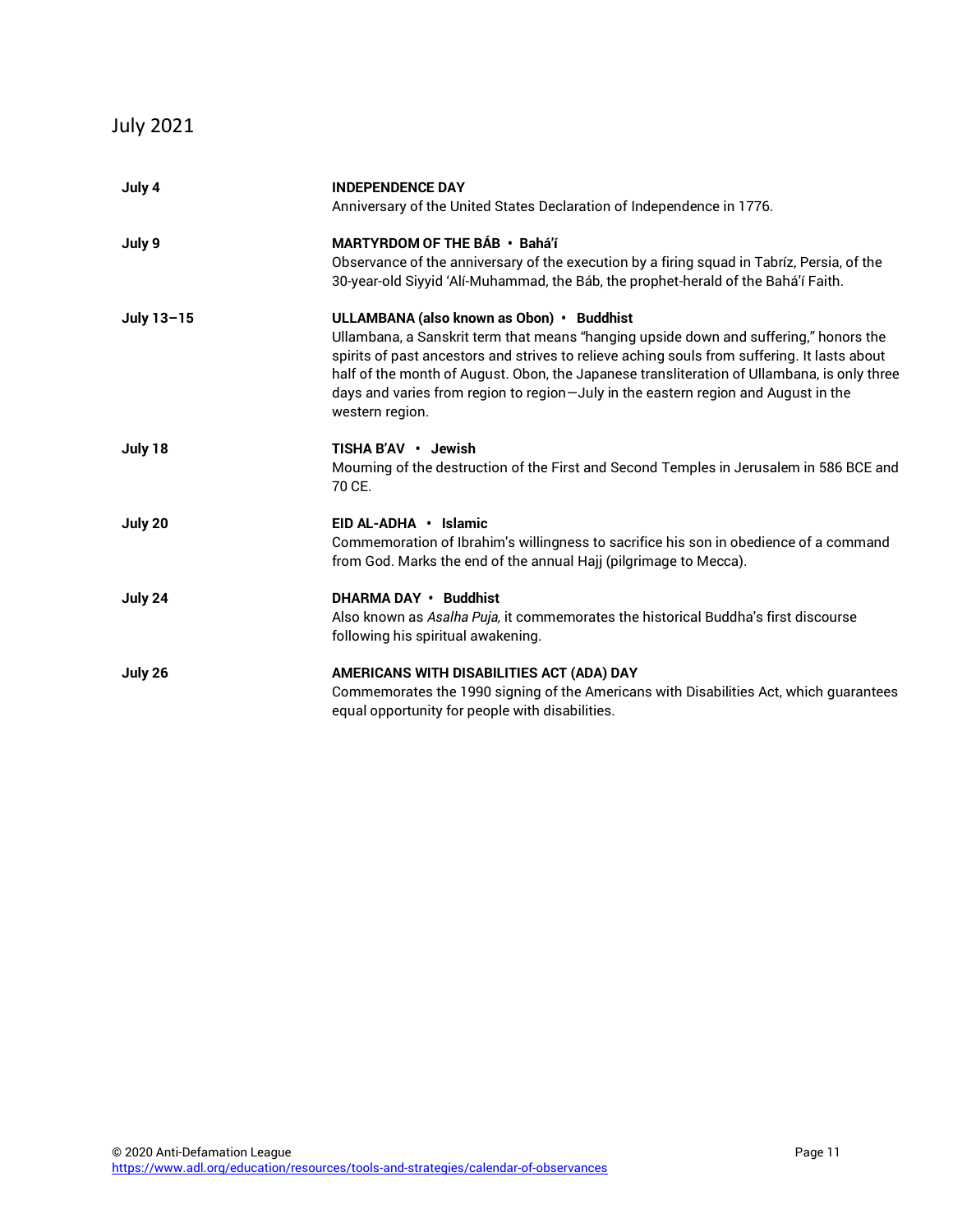## July 2021

| | |
|---|---|
| **July 4** | **INDEPENDENCE DAY**<br>Anniversary of the United States Declaration of Independence in 1776. |
| **July 9** | **MARTYRDOM OF THE BÁB • Bahá'í**<br>Observance of the anniversary of the execution by a firing squad in Tabríz, Persia, of the 30-year-old Siyyid 'Alí-Muhammad, the Báb, the prophet-herald of the Bahá'í Faith. |
| **July 13–15** | **ULLAMBANA (also known as Obon) • Buddhist**<br>Ullambana, a Sanskrit term that means "hanging upside down and suffering," honors the spirits of past ancestors and strives to relieve aching souls from suffering. It lasts about half of the month of August. Obon, the Japanese transliteration of Ullambana, is only three days and varies from region to region—July in the eastern region and August in the western region. |
| **July 18** | **TISHA B'AV • Jewish**<br>Mourning of the destruction of the First and Second Temples in Jerusalem in 586 BCE and 70 CE. |
| **July 20** | **EID AL-ADHA • Islamic**<br>Commemoration of Ibrahim's willingness to sacrifice his son in obedience of a command from God. Marks the end of the annual Hajj (pilgrimage to Mecca). |
| **July 24** | **DHARMA DAY • Buddhist**<br>Also known as *Asalha Puja,* it commemorates the historical Buddha's first discourse following his spiritual awakening. |
| **July 26** | **AMERICANS WITH DISABILITIES ACT (ADA) DAY**<br>Commemorates the 1990 signing of the Americans with Disabilities Act, which guarantees equal opportunity for people with disabilities. |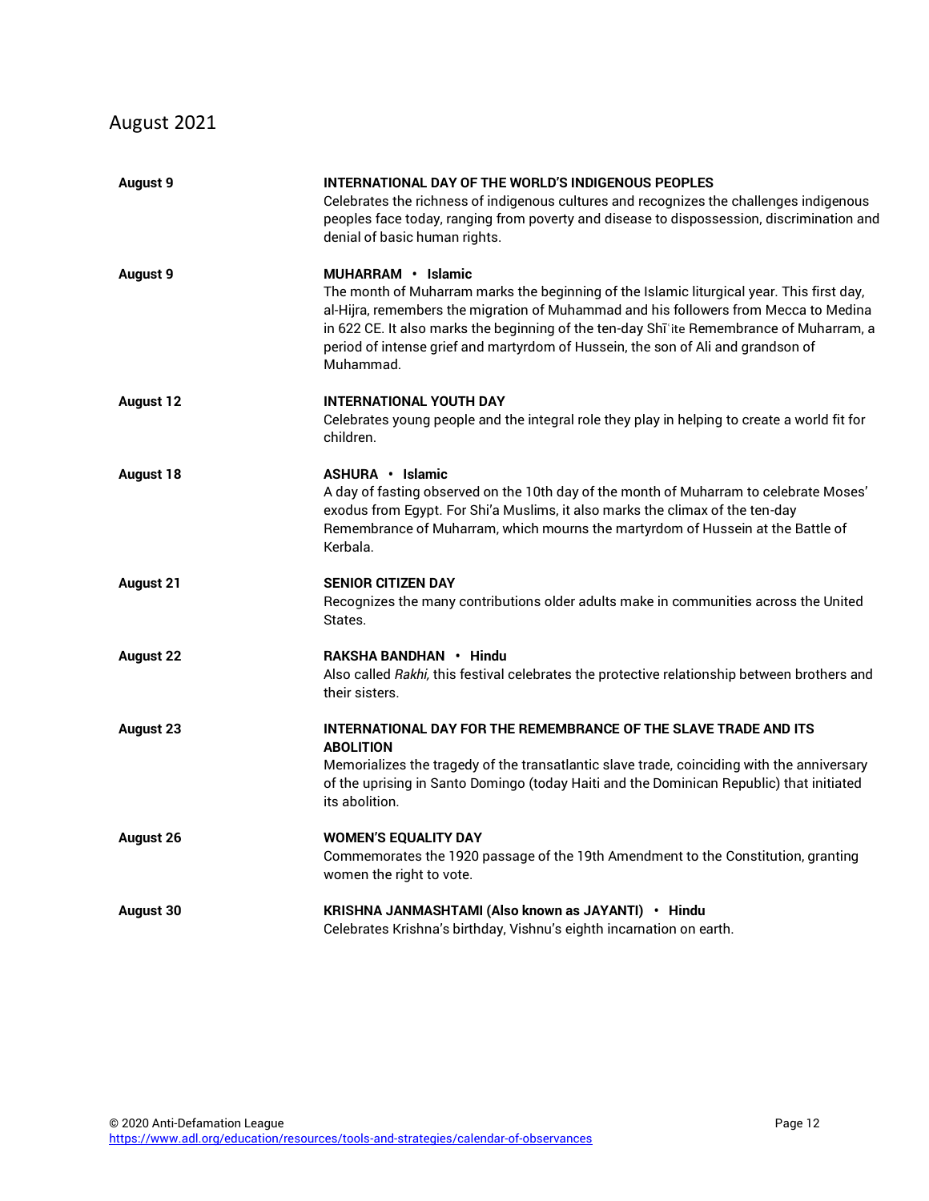## August 2021

| | |
|---|---|
| **August 9** | **INTERNATIONAL DAY OF THE WORLD'S INDIGENOUS PEOPLES**<br>Celebrates the richness of indigenous cultures and recognizes the challenges indigenous peoples face today, ranging from poverty and disease to dispossession, discrimination and denial of basic human rights. |
| **August 9** | **MUHARRAM • Islamic**<br>The month of Muharram marks the beginning of the Islamic liturgical year. This first day, al-Hijra, remembers the migration of Muhammad and his followers from Mecca to Medina in 622 CE. It also marks the beginning of the ten-day Shīʿite Remembrance of Muharram, a period of intense grief and martyrdom of Hussein, the son of Ali and grandson of Muhammad. |
| **August 12** | **INTERNATIONAL YOUTH DAY**<br>Celebrates young people and the integral role they play in helping to create a world fit for children. |
| **August 18** | **ASHURA • Islamic**<br>A day of fasting observed on the 10th day of the month of Muharram to celebrate Moses' exodus from Egypt. For Shi'a Muslims, it also marks the climax of the ten-day Remembrance of Muharram, which mourns the martyrdom of Hussein at the Battle of Kerbala. |
| **August 21** | **SENIOR CITIZEN DAY**<br>Recognizes the many contributions older adults make in communities across the United States. |
| **August 22** | **RAKSHA BANDHAN • Hindu**<br>Also called *Rakhi,* this festival celebrates the protective relationship between brothers and their sisters. |
| **August 23** | **INTERNATIONAL DAY FOR THE REMEMBRANCE OF THE SLAVE TRADE AND ITS ABOLITION**<br>Memorializes the tragedy of the transatlantic slave trade, coinciding with the anniversary of the uprising in Santo Domingo (today Haiti and the Dominican Republic) that initiated its abolition. |
| **August 26** | **WOMEN'S EQUALITY DAY**<br>Commemorates the 1920 passage of the 19th Amendment to the Constitution, granting women the right to vote. |
| **August 30** | **KRISHNA JANMASHTAMI (Also known as JAYANTI) • Hindu**<br>Celebrates Krishna's birthday, Vishnu's eighth incarnation on earth. |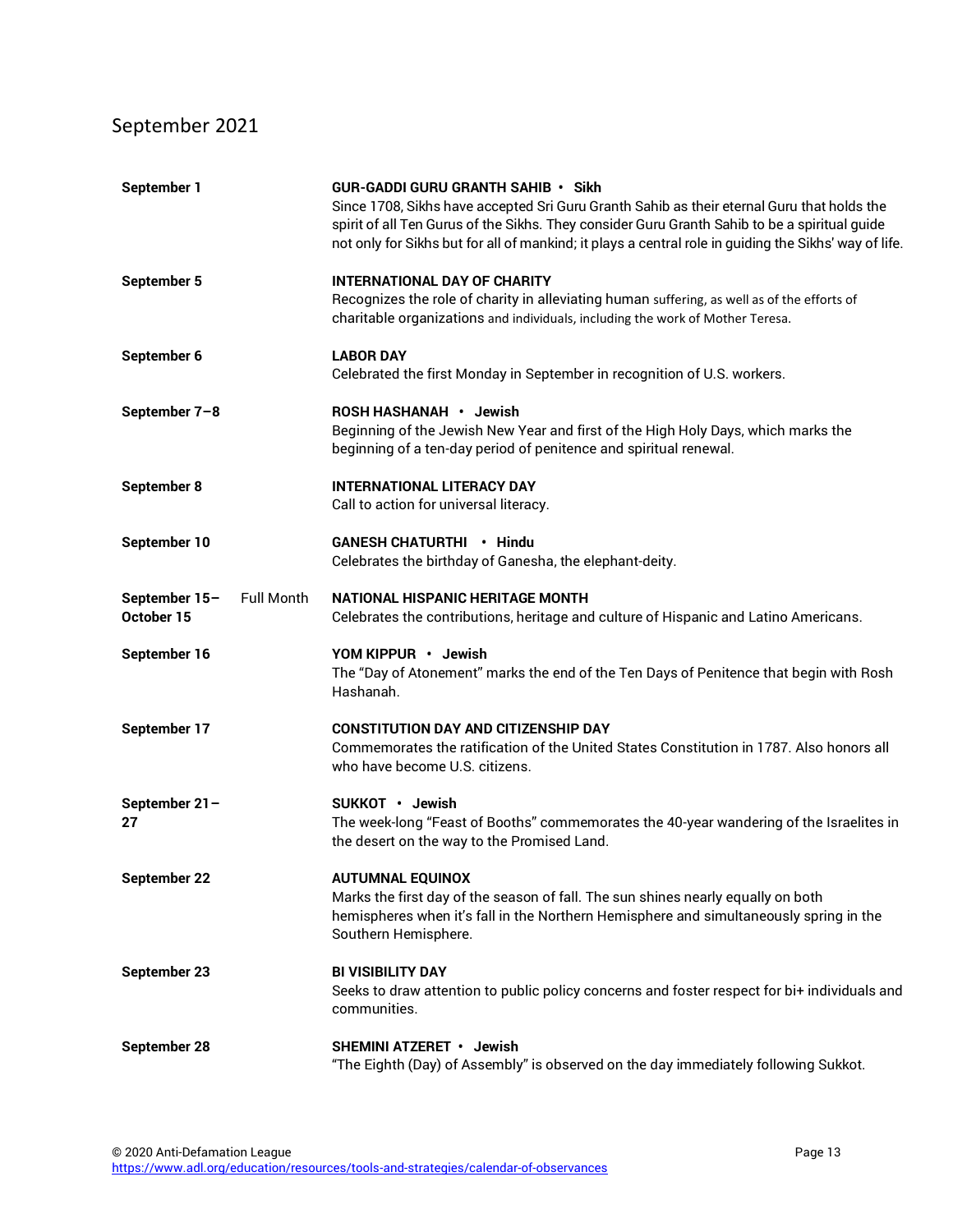## September 2021

| | | |
|---|---|---|
| **September 1** | | **GUR-GADDI GURU GRANTH SAHIB • Sikh**<br>Since 1708, Sikhs have accepted Sri Guru Granth Sahib as their eternal Guru that holds the spirit of all Ten Gurus of the Sikhs. They consider Guru Granth Sahib to be a spiritual guide not only for Sikhs but for all of mankind; it plays a central role in guiding the Sikhs' way of life. |
| **September 5** | | **INTERNATIONAL DAY OF CHARITY**<br>Recognizes the role of charity in alleviating human suffering, as well as of the efforts of charitable organizations and individuals, including the work of Mother Teresa. |
| **September 6** | | **LABOR DAY**<br>Celebrated the first Monday in September in recognition of U.S. workers. |
| **September 7–8** | | **ROSH HASHANAH • Jewish**<br>Beginning of the Jewish New Year and first of the High Holy Days, which marks the beginning of a ten-day period of penitence and spiritual renewal. |
| **September 8** | | **INTERNATIONAL LITERACY DAY**<br>Call to action for universal literacy. |
| **September 10** | | **GANESH CHATURTHI • Hindu**<br>Celebrates the birthday of Ganesha, the elephant-deity. |
| **September 15–October 15** | Full Month | **NATIONAL HISPANIC HERITAGE MONTH**<br>Celebrates the contributions, heritage and culture of Hispanic and Latino Americans. |
| **September 16** | | **YOM KIPPUR • Jewish**<br>The "Day of Atonement" marks the end of the Ten Days of Penitence that begin with Rosh Hashanah. |
| **September 17** | | **CONSTITUTION DAY AND CITIZENSHIP DAY**<br>Commemorates the ratification of the United States Constitution in 1787. Also honors all who have become U.S. citizens. |
| **September 21–27** | | **SUKKOT • Jewish**<br>The week-long "Feast of Booths" commemorates the 40-year wandering of the Israelites in the desert on the way to the Promised Land. |
| **September 22** | | **AUTUMNAL EQUINOX**<br>Marks the first day of the season of fall. The sun shines nearly equally on both hemispheres when it's fall in the Northern Hemisphere and simultaneously spring in the Southern Hemisphere. |
| **September 23** | | **BI VISIBILITY DAY**<br>Seeks to draw attention to public policy concerns and foster respect for bi+ individuals and communities. |
| **September 28** | | **SHEMINI ATZERET • Jewish**<br>"The Eighth (Day) of Assembly" is observed on the day immediately following Sukkot. |

© 2020 Anti-Defamation League
https://www.adl.org/education/resources/tools-and-strategies/calendar-of-observances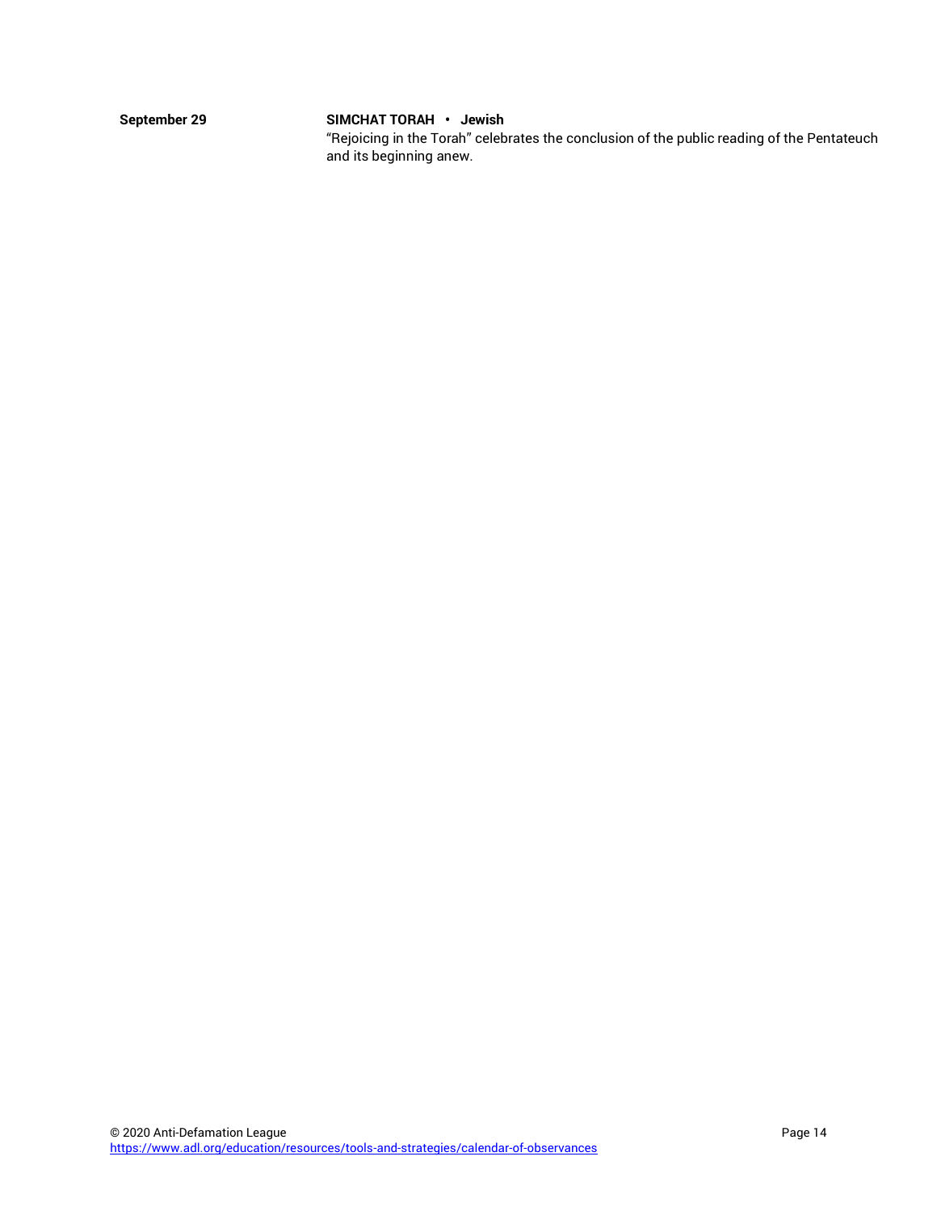**September 29**

**SIMCHAT TORAH • Jewish**
"Rejoicing in the Torah" celebrates the conclusion of the public reading of the Pentateuch and its beginning anew.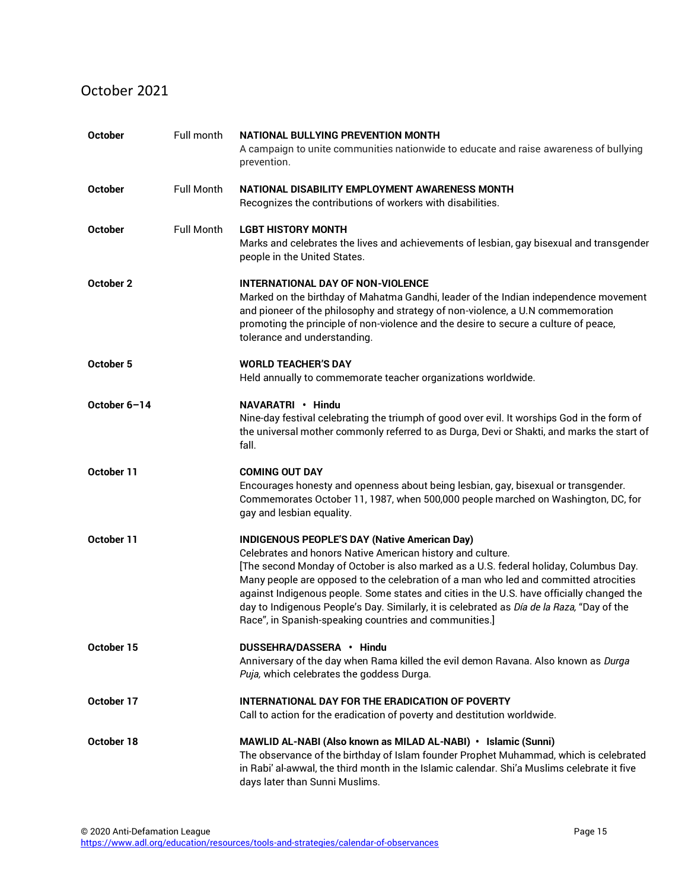## October 2021

| | | |
|---|---|---|
| **October** | Full month | **NATIONAL BULLYING PREVENTION MONTH**<br>A campaign to unite communities nationwide to educate and raise awareness of bullying prevention. |
| **October** | Full Month | **NATIONAL DISABILITY EMPLOYMENT AWARENESS MONTH**<br>Recognizes the contributions of workers with disabilities. |
| **October** | Full Month | **LGBT HISTORY MONTH**<br>Marks and celebrates the lives and achievements of lesbian, gay bisexual and transgender people in the United States. |
| **October 2** | | **INTERNATIONAL DAY OF NON-VIOLENCE**<br>Marked on the birthday of Mahatma Gandhi, leader of the Indian independence movement and pioneer of the philosophy and strategy of non-violence, a U.N commemoration promoting the principle of non-violence and the desire to secure a culture of peace, tolerance and understanding. |
| **October 5** | | **WORLD TEACHER'S DAY**<br>Held annually to commemorate teacher organizations worldwide. |
| **October 6–14** | | **NAVARATRI • Hindu**<br>Nine-day festival celebrating the triumph of good over evil. It worships God in the form of the universal mother commonly referred to as Durga, Devi or Shakti, and marks the start of fall. |
| **October 11** | | **COMING OUT DAY**<br>Encourages honesty and openness about being lesbian, gay, bisexual or transgender. Commemorates October 11, 1987, when 500,000 people marched on Washington, DC, for gay and lesbian equality. |
| **October 11** | | **INDIGENOUS PEOPLE'S DAY (Native American Day)**<br>Celebrates and honors Native American history and culture.<br>[The second Monday of October is also marked as a U.S. federal holiday, Columbus Day. Many people are opposed to the celebration of a man who led and committed atrocities against Indigenous people. Some states and cities in the U.S. have officially changed the day to Indigenous People's Day. Similarly, it is celebrated as *Día de la Raza,* "Day of the Race", in Spanish-speaking countries and communities.] |
| **October 15** | | **DUSSEHRA/DASSERA • Hindu**<br>Anniversary of the day when Rama killed the evil demon Ravana. Also known as *Durga Puja,* which celebrates the goddess Durga. |
| **October 17** | | **INTERNATIONAL DAY FOR THE ERADICATION OF POVERTY**<br>Call to action for the eradication of poverty and destitution worldwide. |
| **October 18** | | **MAWLID AL-NABI (Also known as MILAD AL-NABI) • Islamic (Sunni)**<br>The observance of the birthday of Islam founder Prophet Muhammad, which is celebrated in Rabi' al-awwal, the third month in the Islamic calendar. Shi'a Muslims celebrate it five days later than Sunni Muslims. |

© 2020 Anti-Defamation League
https://www.adl.org/education/resources/tools-and-strategies/calendar-of-observances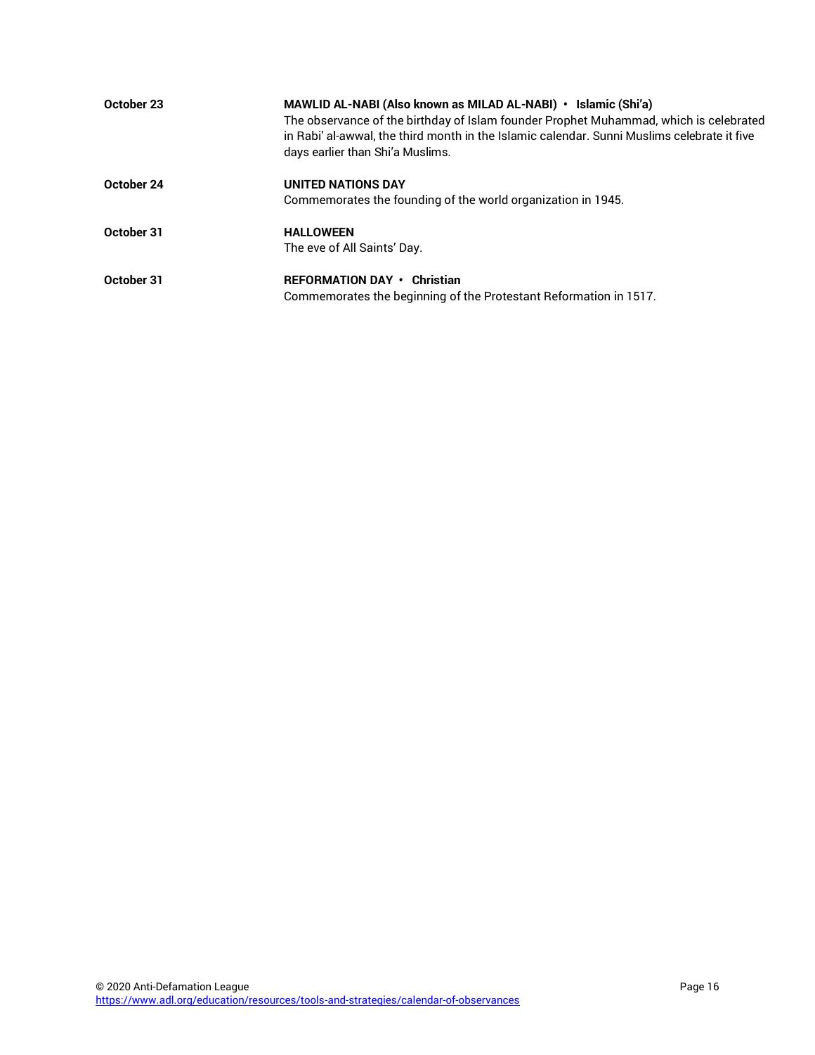**October 23** — **MAWLID AL-NABI (Also known as MILAD AL-NABI) • Islamic (Shi'a)**
The observance of the birthday of Islam founder Prophet Muhammad, which is celebrated in Rabi' al-awwal, the third month in the Islamic calendar. Sunni Muslims celebrate it five days earlier than Shi'a Muslims.

**October 24** — **UNITED NATIONS DAY**
Commemorates the founding of the world organization in 1945.

**October 31** — **HALLOWEEN**
The eve of All Saints' Day.

**October 31** — **REFORMATION DAY • Christian**
Commemorates the beginning of the Protestant Reformation in 1517.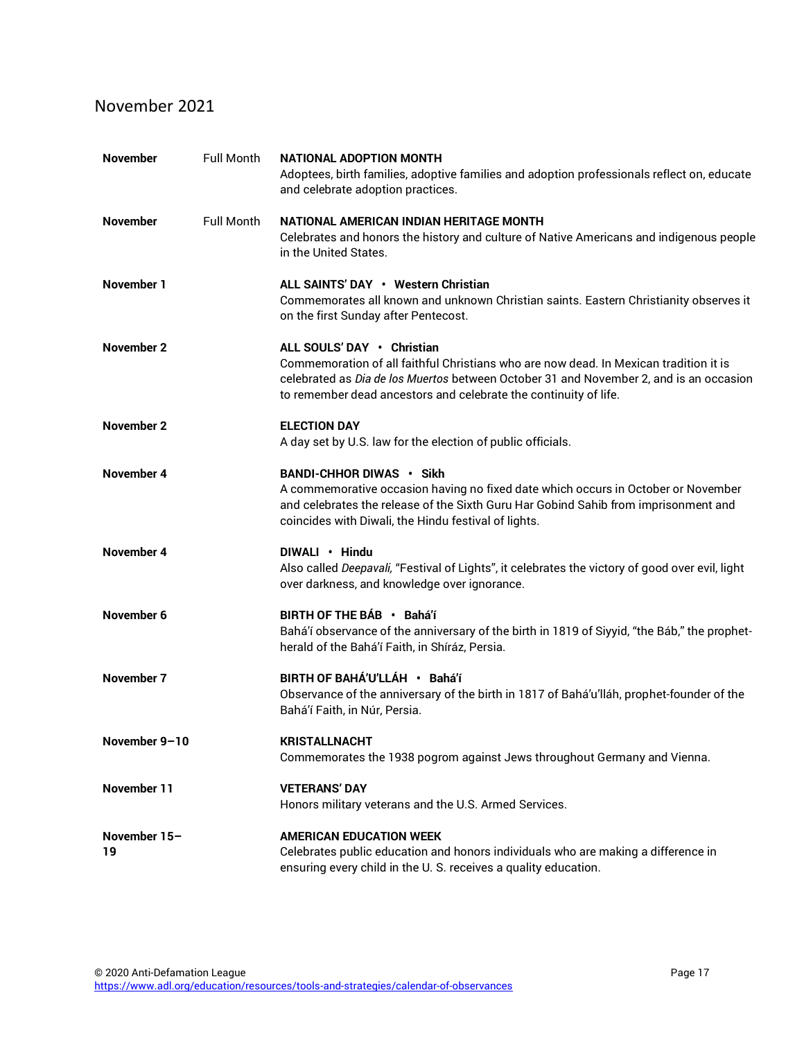## November 2021

| | | |
|---|---|---|
| **November** | Full Month | **NATIONAL ADOPTION MONTH**<br>Adoptees, birth families, adoptive families and adoption professionals reflect on, educate and celebrate adoption practices. |
| **November** | Full Month | **NATIONAL AMERICAN INDIAN HERITAGE MONTH**<br>Celebrates and honors the history and culture of Native Americans and indigenous people in the United States. |
| **November 1** | | **ALL SAINTS' DAY • Western Christian**<br>Commemorates all known and unknown Christian saints. Eastern Christianity observes it on the first Sunday after Pentecost. |
| **November 2** | | **ALL SOULS' DAY • Christian**<br>Commemoration of all faithful Christians who are now dead. In Mexican tradition it is celebrated as *Dia de los Muertos* between October 31 and November 2, and is an occasion to remember dead ancestors and celebrate the continuity of life. |
| **November 2** | | **ELECTION DAY**<br>A day set by U.S. law for the election of public officials. |
| **November 4** | | **BANDI-CHHOR DIWAS • Sikh**<br>A commemorative occasion having no fixed date which occurs in October or November and celebrates the release of the Sixth Guru Har Gobind Sahib from imprisonment and coincides with Diwali, the Hindu festival of lights. |
| **November 4** | | **DIWALI • Hindu**<br>Also called *Deepavali,* "Festival of Lights", it celebrates the victory of good over evil, light over darkness, and knowledge over ignorance. |
| **November 6** | | **BIRTH OF THE BÁB • Bahá'í**<br>Bahá'í observance of the anniversary of the birth in 1819 of Siyyid, "the Báb," the prophet-herald of the Bahá'í Faith, in Shíráz, Persia. |
| **November 7** | | **BIRTH OF BAHÁ'U'LLÁH • Bahá'í**<br>Observance of the anniversary of the birth in 1817 of Bahá'u'lláh, prophet-founder of the Bahá'í Faith, in Núr, Persia. |
| **November 9–10** | | **KRISTALLNACHT**<br>Commemorates the 1938 pogrom against Jews throughout Germany and Vienna. |
| **November 11** | | **VETERANS' DAY**<br>Honors military veterans and the U.S. Armed Services. |
| **November 15–19** | | **AMERICAN EDUCATION WEEK**<br>Celebrates public education and honors individuals who are making a difference in ensuring every child in the U. S. receives a quality education. |

© 2020 Anti-Defamation League
https://www.adl.org/education/resources/tools-and-strategies/calendar-of-observances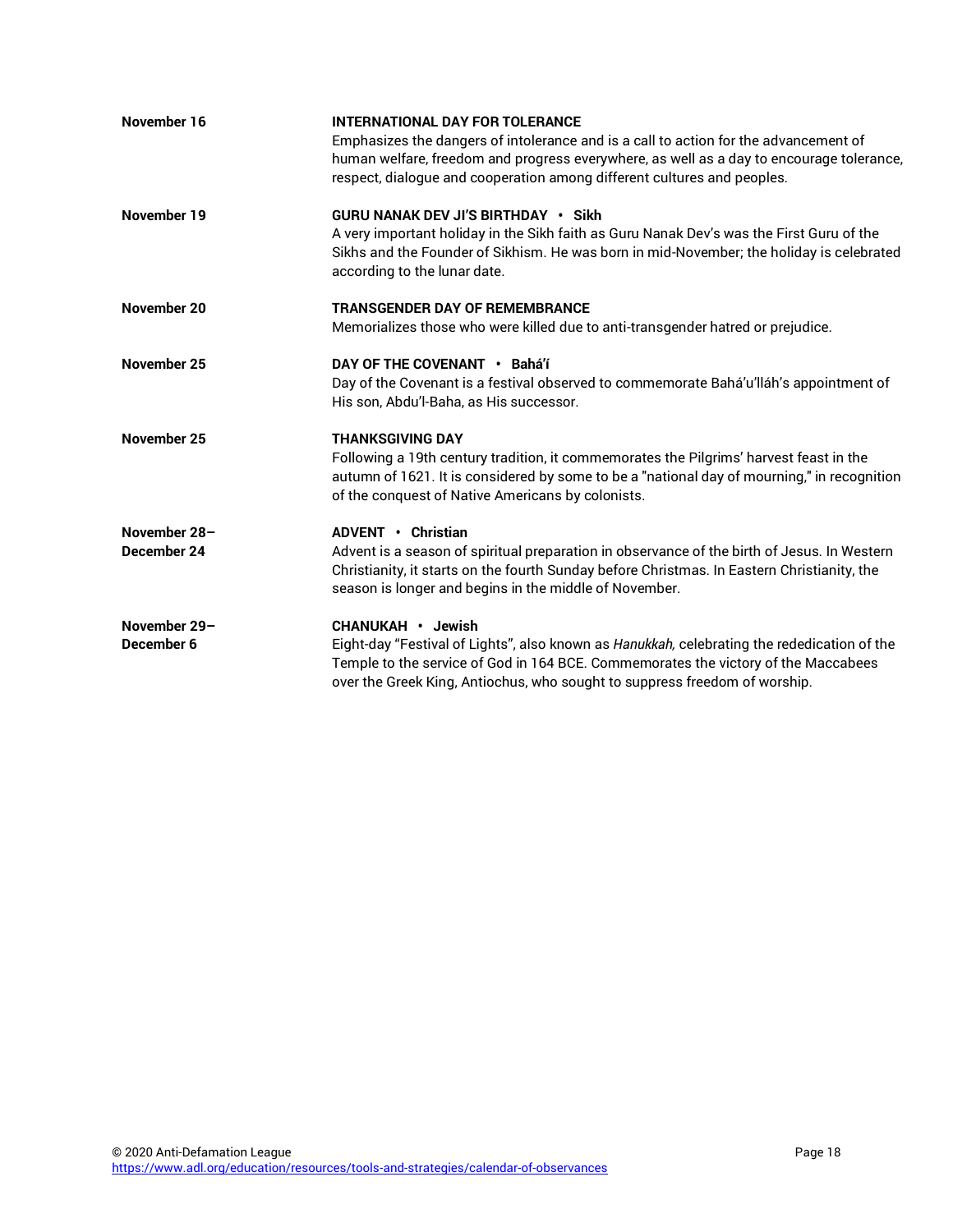| | |
|---|---|
| **November 16** | **INTERNATIONAL DAY FOR TOLERANCE**<br>Emphasizes the dangers of intolerance and is a call to action for the advancement of human welfare, freedom and progress everywhere, as well as a day to encourage tolerance, respect, dialogue and cooperation among different cultures and peoples. |
| **November 19** | **GURU NANAK DEV JI'S BIRTHDAY • Sikh**<br>A very important holiday in the Sikh faith as Guru Nanak Dev's was the First Guru of the Sikhs and the Founder of Sikhism. He was born in mid-November; the holiday is celebrated according to the lunar date. |
| **November 20** | **TRANSGENDER DAY OF REMEMBRANCE**<br>Memorializes those who were killed due to anti-transgender hatred or prejudice. |
| **November 25** | **DAY OF THE COVENANT • Bahá'í**<br>Day of the Covenant is a festival observed to commemorate Bahá'u'lláh's appointment of His son, Abdu'l-Baha, as His successor. |
| **November 25** | **THANKSGIVING DAY**<br>Following a 19th century tradition, it commemorates the Pilgrims' harvest feast in the autumn of 1621. It is considered by some to be a "national day of mourning," in recognition of the conquest of Native Americans by colonists. |
| **November 28–December 24** | **ADVENT • Christian**<br>Advent is a season of spiritual preparation in observance of the birth of Jesus. In Western Christianity, it starts on the fourth Sunday before Christmas. In Eastern Christianity, the season is longer and begins in the middle of November. |
| **November 29–December 6** | **CHANUKAH • Jewish**<br>Eight-day "Festival of Lights", also known as *Hanukkah,* celebrating the rededication of the Temple to the service of God in 164 BCE. Commemorates the victory of the Maccabees over the Greek King, Antiochus, who sought to suppress freedom of worship. |

© 2020 Anti-Defamation League
https://www.adl.org/education/resources/tools-and-strategies/calendar-of-observances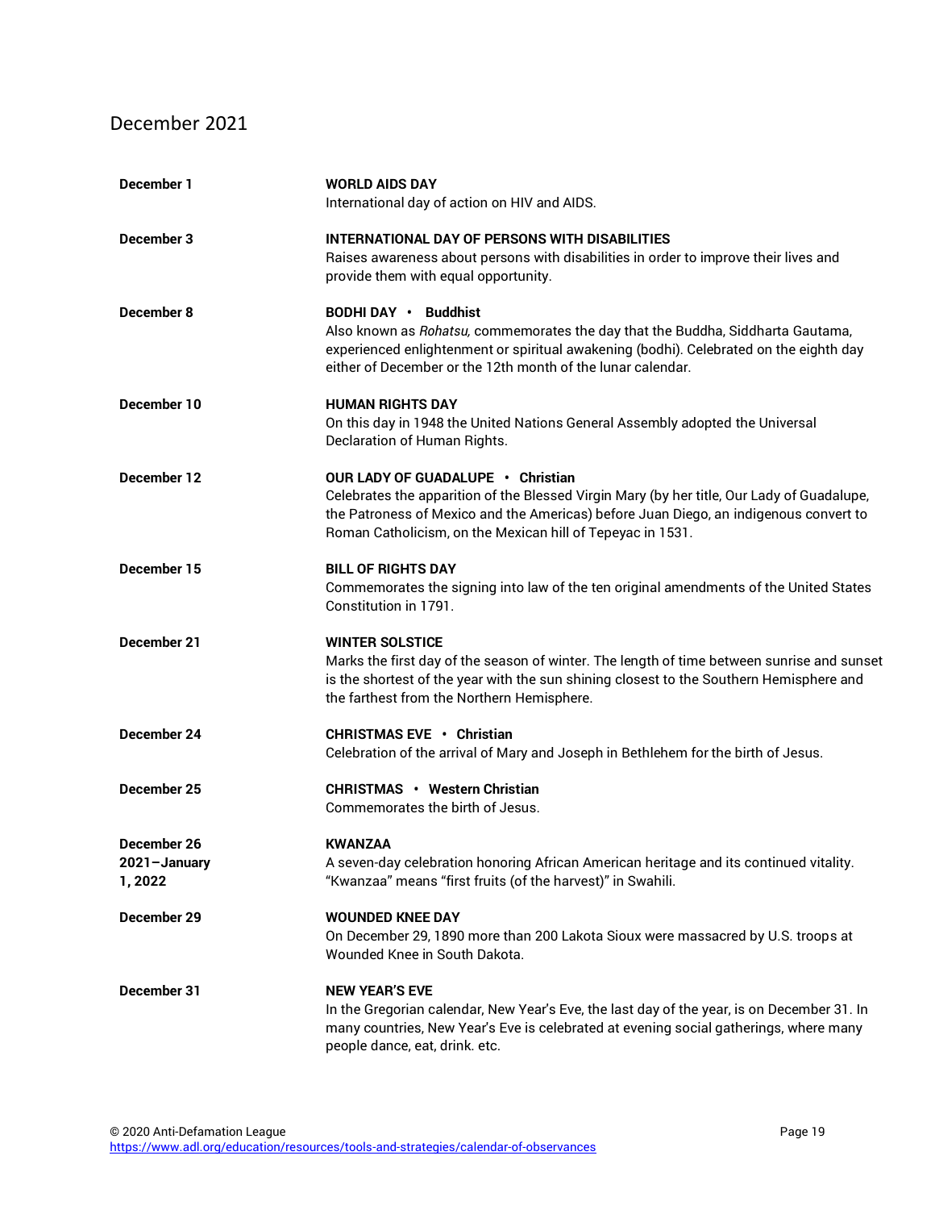## December 2021

| | |
|---|---|
| **December 1** | **WORLD AIDS DAY**<br>International day of action on HIV and AIDS. |
| **December 3** | **INTERNATIONAL DAY OF PERSONS WITH DISABILITIES**<br>Raises awareness about persons with disabilities in order to improve their lives and provide them with equal opportunity. |
| **December 8** | **BODHI DAY • Buddhist**<br>Also known as *Rohatsu,* commemorates the day that the Buddha, Siddharta Gautama, experienced enlightenment or spiritual awakening (bodhi). Celebrated on the eighth day either of December or the 12th month of the lunar calendar. |
| **December 10** | **HUMAN RIGHTS DAY**<br>On this day in 1948 the United Nations General Assembly adopted the Universal Declaration of Human Rights. |
| **December 12** | **OUR LADY OF GUADALUPE • Christian**<br>Celebrates the apparition of the Blessed Virgin Mary (by her title, Our Lady of Guadalupe, the Patroness of Mexico and the Americas) before Juan Diego, an indigenous convert to Roman Catholicism, on the Mexican hill of Tepeyac in 1531. |
| **December 15** | **BILL OF RIGHTS DAY**<br>Commemorates the signing into law of the ten original amendments of the United States Constitution in 1791. |
| **December 21** | **WINTER SOLSTICE**<br>Marks the first day of the season of winter. The length of time between sunrise and sunset is the shortest of the year with the sun shining closest to the Southern Hemisphere and the farthest from the Northern Hemisphere. |
| **December 24** | **CHRISTMAS EVE • Christian**<br>Celebration of the arrival of Mary and Joseph in Bethlehem for the birth of Jesus. |
| **December 25** | **CHRISTMAS • Western Christian**<br>Commemorates the birth of Jesus. |
| **December 26 2021–January 1, 2022** | **KWANZAA**<br>A seven-day celebration honoring African American heritage and its continued vitality. "Kwanzaa" means "first fruits (of the harvest)" in Swahili. |
| **December 29** | **WOUNDED KNEE DAY**<br>On December 29, 1890 more than 200 Lakota Sioux were massacred by U.S. troops at Wounded Knee in South Dakota. |
| **December 31** | **NEW YEAR'S EVE**<br>In the Gregorian calendar, New Year's Eve, the last day of the year, is on December 31. In many countries, New Year's Eve is celebrated at evening social gatherings, where many people dance, eat, drink. etc. |

© 2020 Anti-Defamation League
https://www.adl.org/education/resources/tools-and-strategies/calendar-of-observances